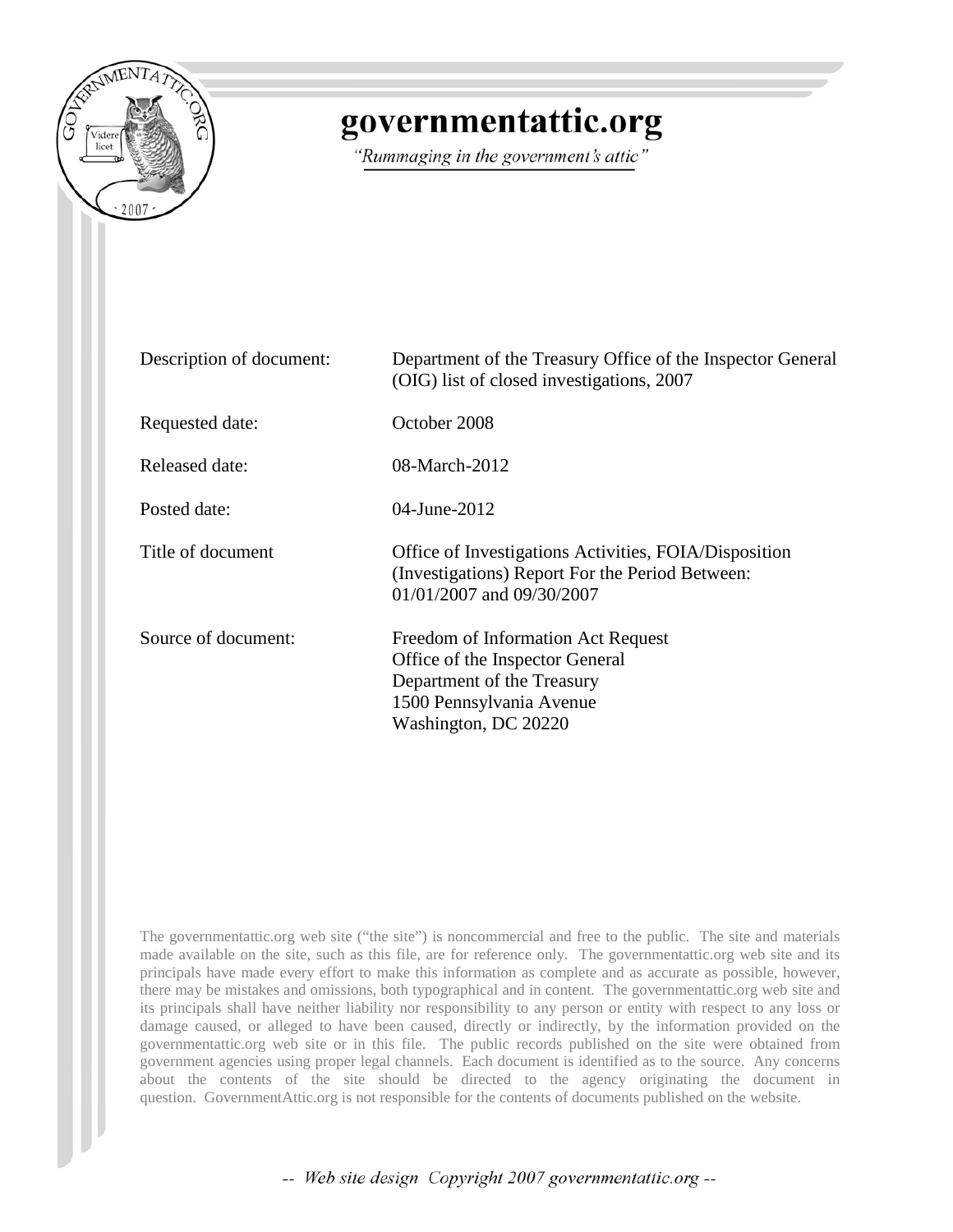# governmentattic.org

*"Rummaging in the government's attic"*

| | |
|---|---|
| Description of document: | Department of the Treasury Office of the Inspector General (OIG) list of closed investigations, 2007 |
| Requested date: | October 2008 |
| Released date: | 08-March-2012 |
| Posted date: | 04-June-2012 |
| Title of document | Office of Investigations Activities, FOIA/Disposition (Investigations) Report For the Period Between: 01/01/2007 and 09/30/2007 |
| Source of document: | Freedom of Information Act Request<br>Office of the Inspector General<br>Department of the Treasury<br>1500 Pennsylvania Avenue<br>Washington, DC 20220 |

The governmentattic.org web site ("the site") is noncommercial and free to the public. The site and materials made available on the site, such as this file, are for reference only. The governmentattic.org web site and its principals have made every effort to make this information as complete and as accurate as possible, however, there may be mistakes and omissions, both typographical and in content. The governmentattic.org web site and its principals shall have neither liability nor responsibility to any person or entity with respect to any loss or damage caused, or alleged to have been caused, directly or indirectly, by the information provided on the governmentattic.org web site or in this file. The public records published on the site were obtained from government agencies using proper legal channels. Each document is identified as to the source. Any concerns about the contents of the site should be directed to the agency originating the document in question. GovernmentAttic.org is not responsible for the contents of documents published on the website.

*-- Web site design Copyright 2007 governmentattic.org --*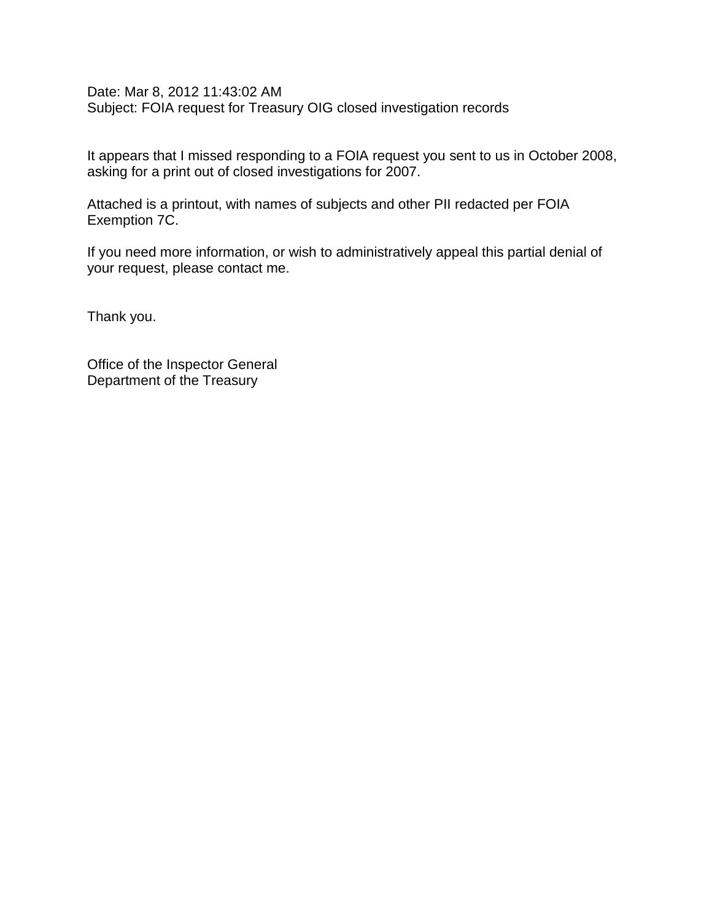Date: Mar 8, 2012 11:43:02 AM
Subject: FOIA request for Treasury OIG closed investigation records

It appears that I missed responding to a FOIA request you sent to us in October 2008, asking for a print out of closed investigations for 2007.

Attached is a printout, with names of subjects and other PII redacted per FOIA Exemption 7C.

If you need more information, or wish to administratively appeal this partial denial of your request, please contact me.

Thank you.

Office of the Inspector General
Department of the Treasury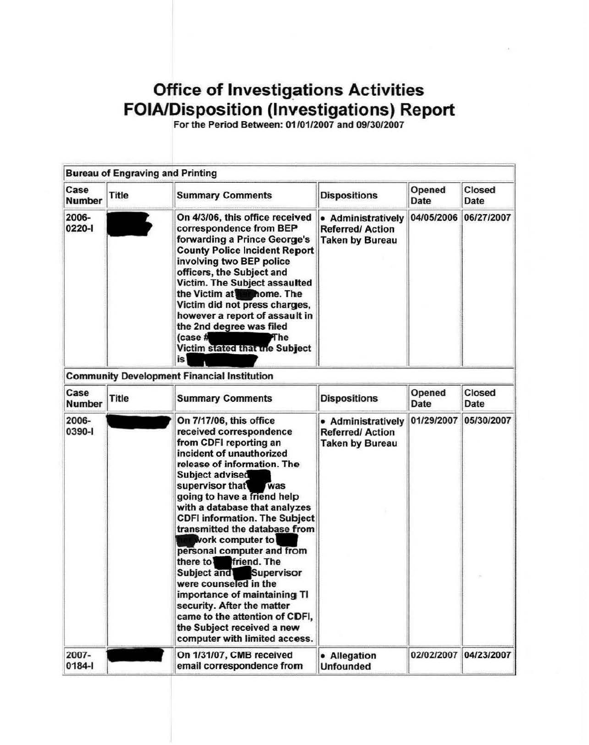# Office of Investigations Activities
# FOIA/Disposition (Investigations) Report

For the Period Between: 01/01/2007 and 09/30/2007

| Bureau of Engraving and Printing | | | | | |
|---|---|---|---|---|---|
| **Case Number** | **Title** | **Summary Comments** | **Dispositions** | **Opened Date** | **Closed Date** |
| 2006-0220-I | | On 4/3/06, this office received correspondence from BEP forwarding a Prince George's County Police Incident Report involving two BEP police officers, the Subject and Victim. The Subject assaulted the Victim at home. The Victim did not press charges, however a report of assault in the 2nd degree was filed (case # The Victim stated that the Subject is | • Administratively Referred/ Action Taken by Bureau | 04/05/2006 | 06/27/2007 |

| Community Development Financial Institution | | | | | |
|---|---|---|---|---|---|
| **Case Number** | **Title** | **Summary Comments** | **Dispositions** | **Opened Date** | **Closed Date** |
| 2006-0390-I | | On 7/17/06, this office received correspondence from CDFI reporting an incident of unauthorized release of information. The Subject advised supervisor that was going to have a friend help with a database that analyzes CDFI information. The Subject transmitted the database from work computer to personal computer and from there to friend. The Subject and Supervisor were counseled in the importance of maintaining TI security. After the matter came to the attention of CDFI, the Subject received a new computer with limited access. | • Administratively Referred/ Action Taken by Bureau | 01/29/2007 | 05/30/2007 |
| 2007-0184-I | | On 1/31/07, CMB received email correspondence from | • Allegation Unfounded | 02/02/2007 | 04/23/2007 |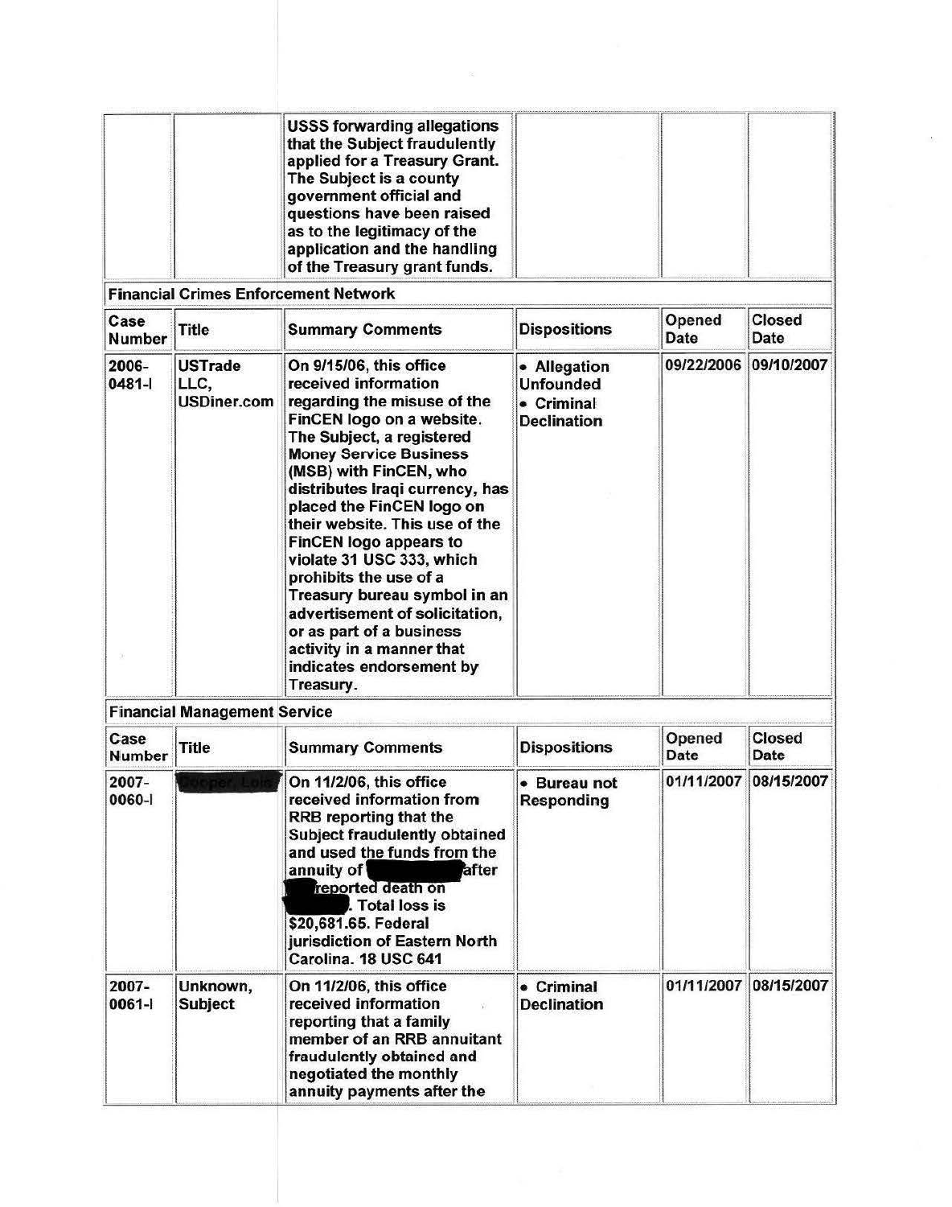| Case Number | Title | Summary Comments | Dispositions | Opened Date | Closed Date |
|---|---|---|---|---|---|
| | | USSS forwarding allegations that the Subject fraudulently applied for a Treasury Grant. The Subject is a county government official and questions have been raised as to the legitimacy of the application and the handling of the Treasury grant funds. | | | |

**Financial Crimes Enforcement Network**

| Case Number | Title | Summary Comments | Dispositions | Opened Date | Closed Date |
|---|---|---|---|---|---|
| 2006-0481-I | USTrade LLC, USDiner.com | On 9/15/06, this office received information regarding the misuse of the FinCEN logo on a website. The Subject, a registered Money Service Business (MSB) with FinCEN, who distributes Iraqi currency, has placed the FinCEN logo on their website. This use of the FinCEN logo appears to violate 31 USC 333, which prohibits the use of a Treasury bureau symbol in an advertisement of solicitation, or as part of a business activity in a manner that indicates endorsement by Treasury. | • Allegation Unfounded<br>• Criminal Declination | 09/22/2006 | 09/10/2007 |

**Financial Management Service**

| Case Number | Title | Summary Comments | Dispositions | Opened Date | Closed Date |
|---|---|---|---|---|---|
| 2007-0060-I | [REDACTED] | On 11/2/06, this office received information from RRB reporting that the Subject fraudulently obtained and used the funds from the annuity of [REDACTED] after [REDACTED] reported death on [REDACTED]. Total loss is $20,681.65. Federal jurisdiction of Eastern North Carolina. 18 USC 641 | • Bureau not Responding | 01/11/2007 | 08/15/2007 |
| 2007-0061-I | Unknown, Subject | On 11/2/06, this office received information reporting that a family member of an RRB annuitant fraudulently obtained and negotiated the monthly annuity payments after the | • Criminal Declination | 01/11/2007 | 08/15/2007 |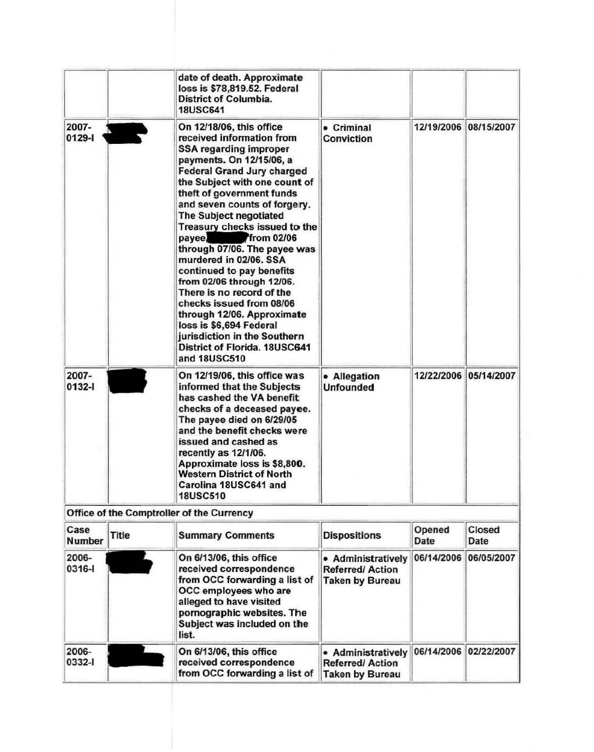| | | date of death. Approximate loss is $78,819.52. Federal District of Columbia. 18USC641 | | | |
|---|---|---|---|---|---|
| 2007-0129-I | | On 12/18/06, this office received information from SSA regarding improper payments. On 12/15/06, a Federal Grand Jury charged the Subject with one count of theft of government funds and seven counts of forgery. The Subject negotiated Treasury checks issued to the payee, from 02/06 through 07/06. The payee was murdered in 02/06. SSA continued to pay benefits from 02/06 through 12/06. There is no record of the checks issued from 08/06 through 12/06. Approximate loss is $6,694 Federal jurisdiction in the Southern District of Florida. 18USC641 and 18USC510 | • Criminal Conviction | 12/19/2006 | 08/15/2007 |
| 2007-0132-I | | On 12/19/06, this office was informed that the Subjects has cashed the VA benefit checks of a deceased payee. The payee died on 6/29/05 and the benefit checks were issued and cashed as recently as 12/1/06. Approximate loss is $8,800. Western District of North Carolina 18USC641 and 18USC510 | • Allegation Unfounded | 12/22/2006 | 05/14/2007 |

**Office of the Comptroller of the Currency**

| Case Number | Title | Summary Comments | Dispositions | Opened Date | Closed Date |
|---|---|---|---|---|---|
| 2006-0316-I | | On 6/13/06, this office received correspondence from OCC forwarding a list of OCC employees who are alleged to have visited pornographic websites. The Subject was included on the list. | • Administratively Referred/ Action Taken by Bureau | 06/14/2006 | 06/05/2007 |
| 2006-0332-I | | On 6/13/06, this office received correspondence from OCC forwarding a list of | • Administratively Referred/ Action Taken by Bureau | 06/14/2006 | 02/22/2007 |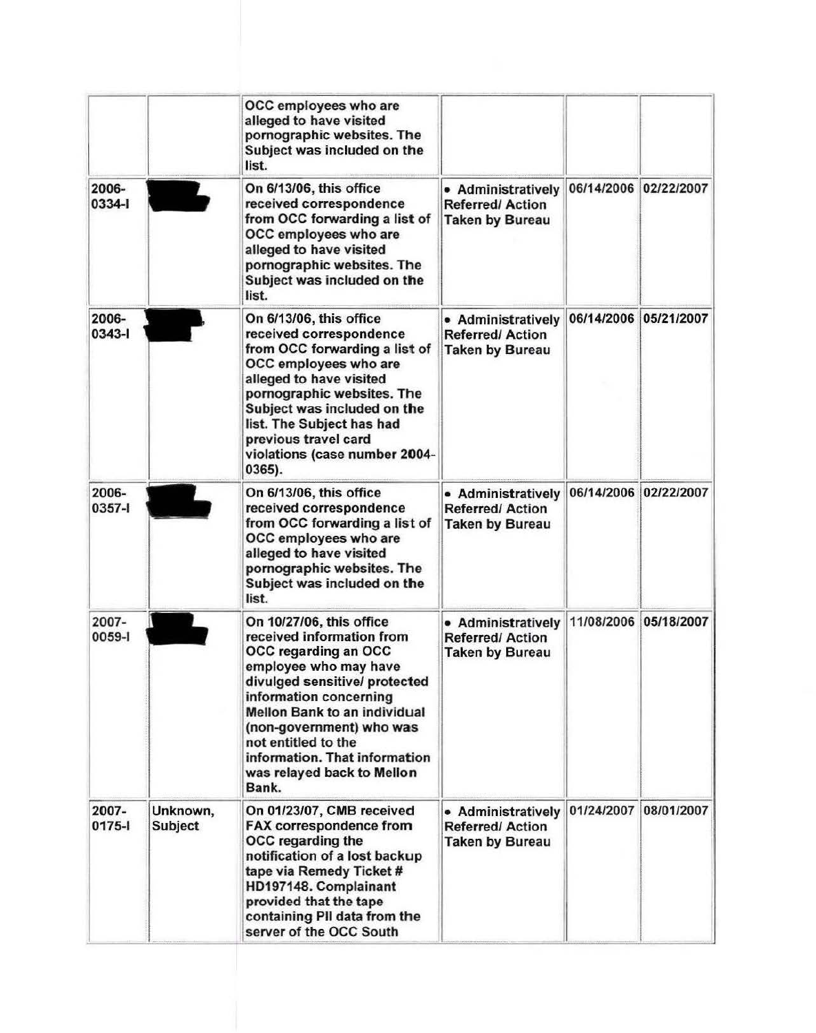| | | | | | |
|---|---|---|---|---|---|
| | | OCC employees who are alleged to have visited pornographic websites. The Subject was included on the list. | | | |
| 2006-0334-I | | On 6/13/06, this office received correspondence from OCC forwarding a list of OCC employees who are alleged to have visited pornographic websites. The Subject was included on the list. | • Administratively Referred/ Action Taken by Bureau | 06/14/2006 | 02/22/2007 |
| 2006-0343-I | | On 6/13/06, this office received correspondence from OCC forwarding a list of OCC employees who are alleged to have visited pornographic websites. The Subject was included on the list. The Subject has had previous travel card violations (case number 2004-0365). | • Administratively Referred/ Action Taken by Bureau | 06/14/2006 | 05/21/2007 |
| 2006-0357-I | | On 6/13/06, this office received correspondence from OCC forwarding a list of OCC employees who are alleged to have visited pornographic websites. The Subject was included on the list. | • Administratively Referred/ Action Taken by Bureau | 06/14/2006 | 02/22/2007 |
| 2007-0059-I | | On 10/27/06, this office received information from OCC regarding an OCC employee who may have divulged sensitive/ protected information concerning Mellon Bank to an individual (non-government) who was not entitled to the information. That information was relayed back to Mellon Bank. | • Administratively Referred/ Action Taken by Bureau | 11/08/2006 | 05/18/2007 |
| 2007-0175-I | Unknown, Subject | On 01/23/07, CMB received FAX correspondence from OCC regarding the notification of a lost backup tape via Remedy Ticket # HD197148. Complainant provided that the tape containing PII data from the server of the OCC South | • Administratively Referred/ Action Taken by Bureau | 01/24/2007 | 08/01/2007 |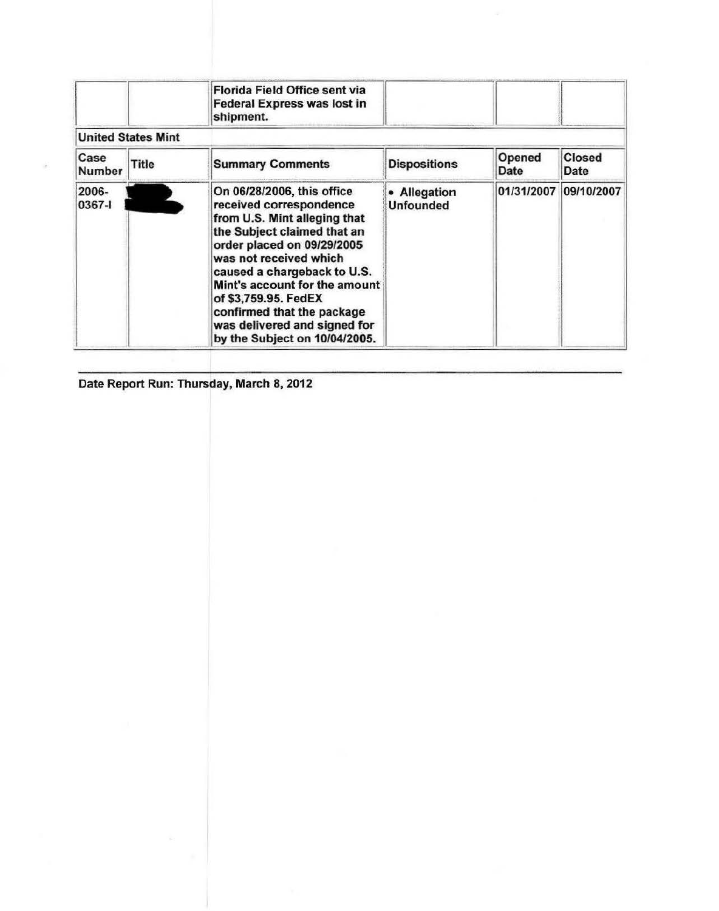| | | | | | |
|---|---|---|---|---|---|
| | | Florida Field Office sent via Federal Express was lost in shipment. | | | |

**United States Mint**

| Case Number | Title | Summary Comments | Dispositions | Opened Date | Closed Date |
|---|---|---|---|---|---|
| 2006-0367-I | | On 06/28/2006, this office received correspondence from U.S. Mint alleging that the Subject claimed that an order placed on 09/29/2005 was not received which caused a chargeback to U.S. Mint's account for the amount of $3,759.95. FedEX confirmed that the package was delivered and signed for by the Subject on 10/04/2005. | • Allegation Unfounded | 01/31/2007 | 09/10/2007 |

Date Report Run: Thursday, March 8, 2012